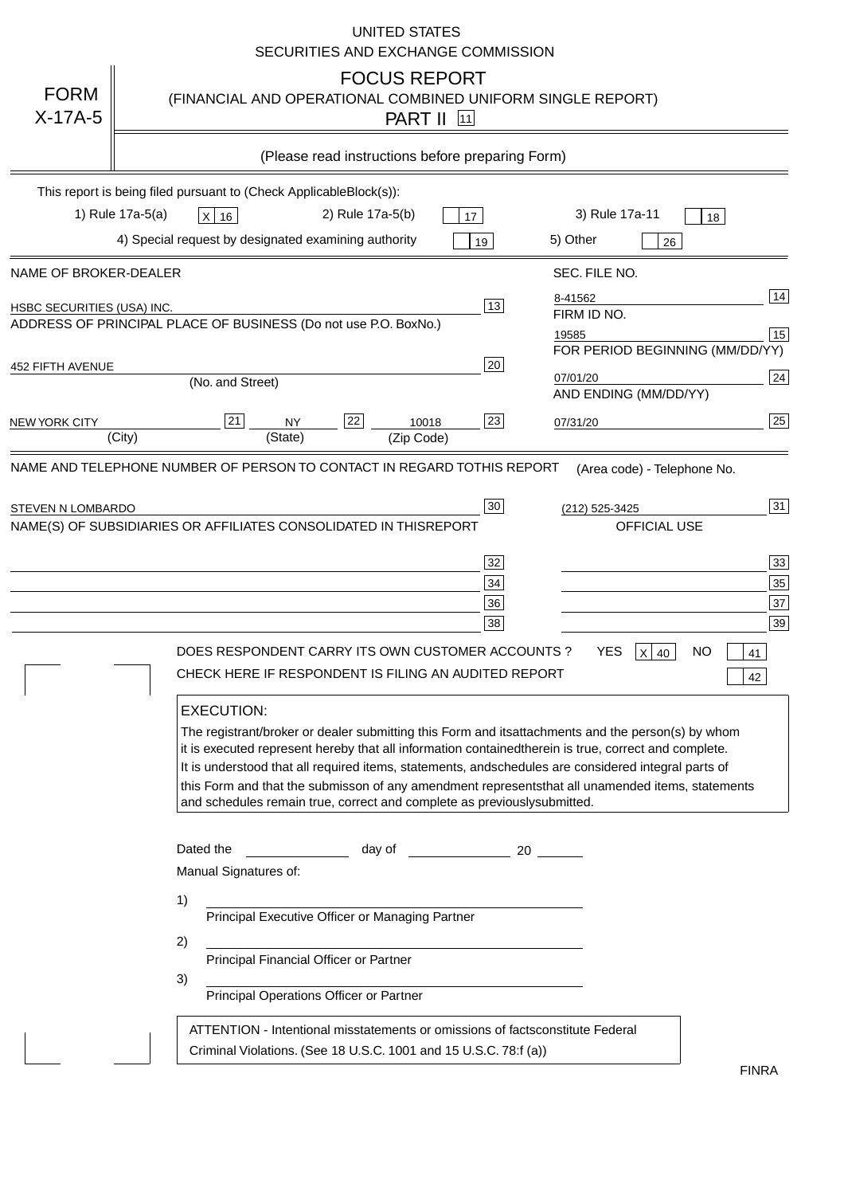UNITED STATES
SECURITIES AND EXCHANGE COMMISSION

# FORM X-17A-5

## FOCUS REPORT
(FINANCIAL AND OPERATIONAL COMBINED UNIFORM SINGLE REPORT)

PART II [11]

(Please read instructions before preparing Form)

This report is being filed pursuant to (Check ApplicableBlock(s)):

1) Rule 17a-5(a) [X] 16 &nbsp;&nbsp; 2) Rule 17a-5(b) [ ] 17 &nbsp;&nbsp; 3) Rule 17a-11 [ ] 18

4) Special request by designated examining authority [ ] 19 &nbsp;&nbsp; 5) Other [ ] 26

| NAME OF BROKER-DEALER | | SEC. FILE NO. | |
|---|---|---|---|
| HSBC SECURITIES (USA) INC. | 13 | 8-41562 | 14 |
| ADDRESS OF PRINCIPAL PLACE OF BUSINESS (Do not use P.O. BoxNo.) | | FIRM ID NO. | |
| | | 19585 | 15 |
| 452 FIFTH AVENUE (No. and Street) | 20 | FOR PERIOD BEGINNING (MM/DD/YY) 07/01/20 | 24 |
| NEW YORK CITY (City) [21] NY (State) [22] 10018 (Zip Code) | 23 | AND ENDING (MM/DD/YY) 07/31/20 | 25 |

NAME AND TELEPHONE NUMBER OF PERSON TO CONTACT IN REGARD TOTHIS REPORT — (Area code) - Telephone No.

STEVEN N LOMBARDO [30] — (212) 525-3425 [31]

NAME(S) OF SUBSIDIARIES OR AFFILIATES CONSOLIDATED IN THISREPORT — OFFICIAL USE

| | | | |
|---|---|---|---|
| | 32 | | 33 |
| | 34 | | 35 |
| | 36 | | 37 |
| | 38 | | 39 |

DOES RESPONDENT CARRY ITS OWN CUSTOMER ACCOUNTS? YES [X] 40 NO [ ] 41

CHECK HERE IF RESPONDENT IS FILING AN AUDITED REPORT [ ] 42

**EXECUTION:**

The registrant/broker or dealer submitting this Form and itsattachments and the person(s) by whom it is executed represent hereby that all information containedtherein is true, correct and complete. It is understood that all required items, statements, andschedules are considered integral parts of this Form and that the submisson of any amendment representsthat all unamended items, statements and schedules remain true, correct and complete as previouslysubmitted.

Dated the ______ day of ______ 20 ____

Manual Signatures of:

1) ______________________
Principal Executive Officer or Managing Partner

2) ______________________
Principal Financial Officer or Partner

3) ______________________
Principal Operations Officer or Partner

ATTENTION - Intentional misstatements or omissions of factsconstitute Federal Criminal Violations. (See 18 U.S.C. 1001 and 15 U.S.C. 78:f (a))

FINRA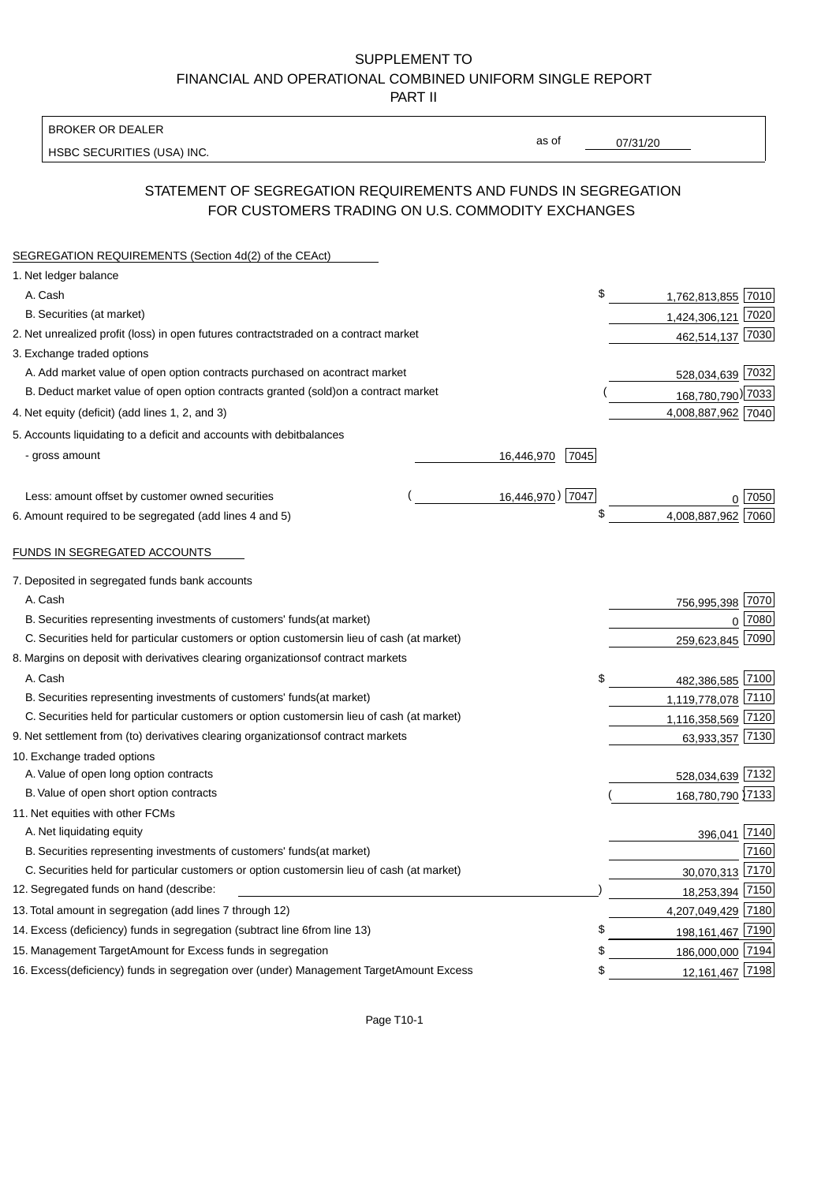SUPPLEMENT TO
FINANCIAL AND OPERATIONAL COMBINED UNIFORM SINGLE REPORT
PART II

BROKER OR DEALER
HSBC SECURITIES (USA) INC.

as of 07/31/20

## STATEMENT OF SEGREGATION REQUIREMENTS AND FUNDS IN SEGREGATION FOR CUSTOMERS TRADING ON U.S. COMMODITY EXCHANGES

SEGREGATION REQUIREMENTS (Section 4d(2) of the CEAct)

| Item | | | Amount | Code |
|---|---|---|---|---|
| 1. Net ledger balance | | | | |
| A. Cash | | | $ 1,762,813,855 | 7010 |
| B. Securities (at market) | | | 1,424,306,121 | 7020 |
| 2. Net unrealized profit (loss) in open futures contracts traded on a contract market | | | 462,514,137 | 7030 |
| 3. Exchange traded options | | | | |
| A. Add market value of open option contracts purchased on a contract market | | | 528,034,639 | 7032 |
| B. Deduct market value of open option contracts granted (sold) on a contract market | | | (168,780,790) | 7033 |
| 4. Net equity (deficit) (add lines 1, 2, and 3) | | | 4,008,887,962 | 7040 |
| 5. Accounts liquidating to a deficit and accounts with debit balances | | | | |
| - gross amount | 16,446,970 | 7045 | | |
| Less: amount offset by customer owned securities | (16,446,970) | 7047 | 0 | 7050 |
| 6. Amount required to be segregated (add lines 4 and 5) | | | $ 4,008,887,962 | 7060 |

FUNDS IN SEGREGATED ACCOUNTS

| Item | Amount | Code |
|---|---|---|
| 7. Deposited in segregated funds bank accounts | | |
| A. Cash | 756,995,398 | 7070 |
| B. Securities representing investments of customers' funds (at market) | 0 | 7080 |
| C. Securities held for particular customers or option customers in lieu of cash (at market) | 259,623,845 | 7090 |
| 8. Margins on deposit with derivatives clearing organizations of contract markets | | |
| A. Cash | $ 482,386,585 | 7100 |
| B. Securities representing investments of customers' funds (at market) | 1,119,778,078 | 7110 |
| C. Securities held for particular customers or option customers in lieu of cash (at market) | 1,116,358,569 | 7120 |
| 9. Net settlement from (to) derivatives clearing organizations of contract markets | 63,933,357 | 7130 |
| 10. Exchange traded options | | |
| A. Value of open long option contracts | 528,034,639 | 7132 |
| B. Value of open short option contracts | (168,780,790) | 7133 |
| 11. Net equities with other FCMs | | |
| A. Net liquidating equity | 396,041 | 7140 |
| B. Securities representing investments of customers' funds (at market) | | 7160 |
| C. Securities held for particular customers or option customers in lieu of cash (at market) | 30,070,313 | 7170 |
| 12. Segregated funds on hand (describe: ) | 18,253,394 | 7150 |
| 13. Total amount in segregation (add lines 7 through 12) | 4,207,049,429 | 7180 |
| 14. Excess (deficiency) funds in segregation (subtract line 6 from line 13) | $ 198,161,467 | 7190 |
| 15. Management Target Amount for Excess funds in segregation | $ 186,000,000 | 7194 |
| 16. Excess (deficiency) funds in segregation over (under) Management Target Amount Excess | $ 12,161,467 | 7198 |

Page T10-1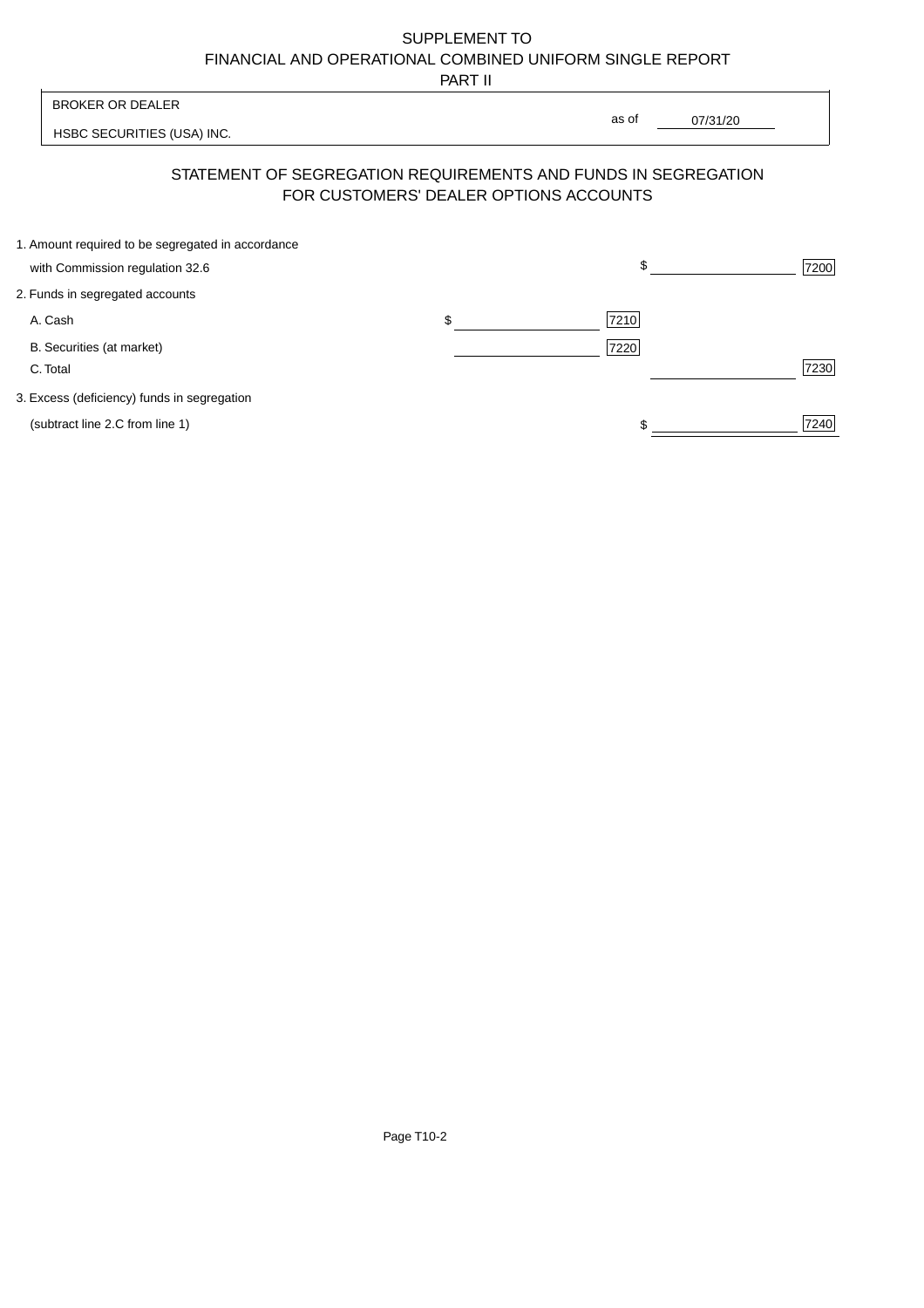SUPPLEMENT TO
FINANCIAL AND OPERATIONAL COMBINED UNIFORM SINGLE REPORT
PART II

BROKER OR DEALER

HSBC SECURITIES (USA) INC.

as of 07/31/20

## STATEMENT OF SEGREGATION REQUIREMENTS AND FUNDS IN SEGREGATION FOR CUSTOMERS' DEALER OPTIONS ACCOUNTS

| | | | | |
|---|---|---|---|---|
| 1. Amount required to be segregated in accordance with Commission regulation 32.6 | | | $ | 7200 |
| 2. Funds in segregated accounts | | | | |
| A. Cash | $ | 7210 | | |
| B. Securities (at market) | | 7220 | | |
| C. Total | | | | 7230 |
| 3. Excess (deficiency) funds in segregation (subtract line 2.C from line 1) | | | $ | 7240 |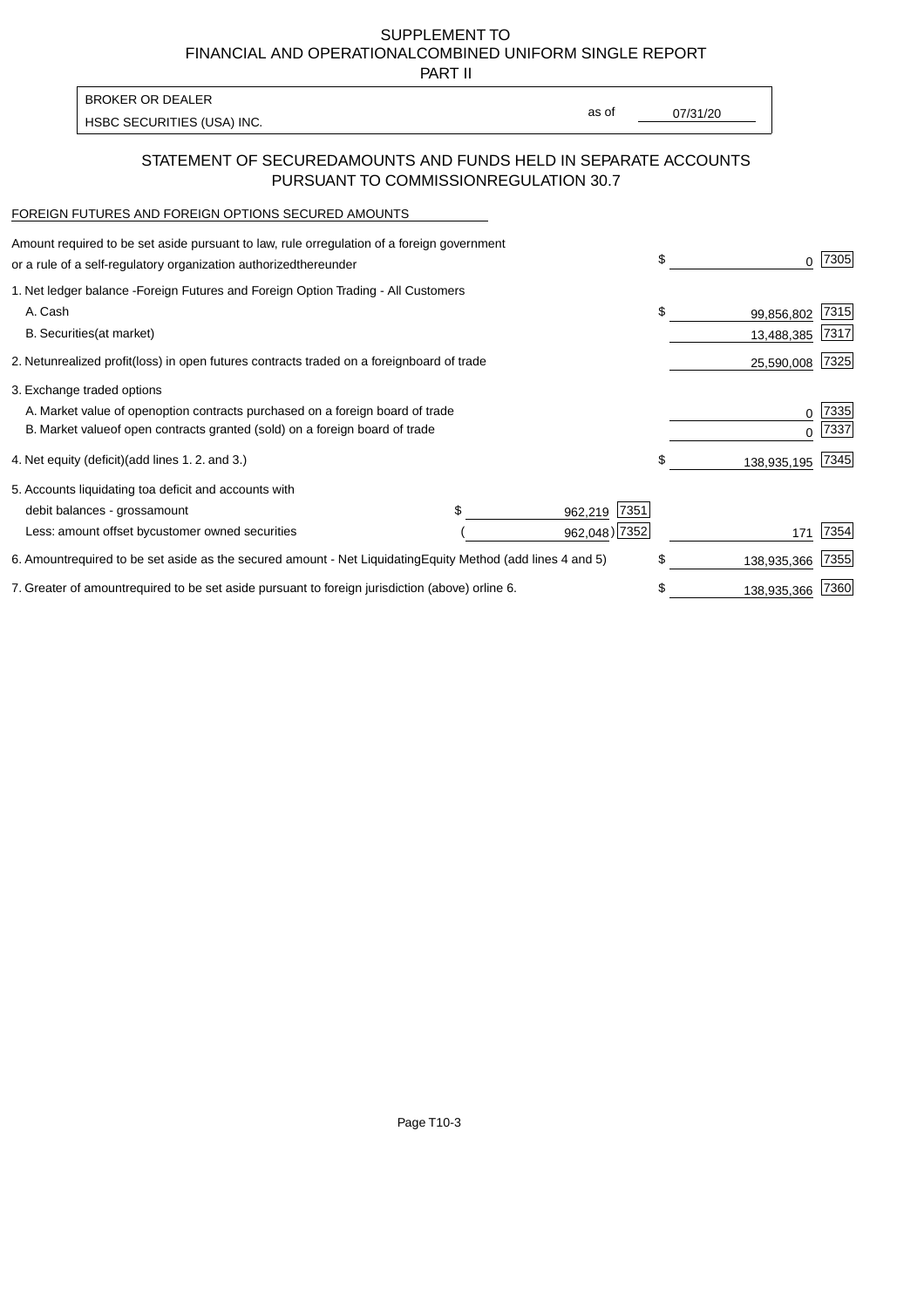# SUPPLEMENT TO
# FINANCIAL AND OPERATIONAL COMBINED UNIFORM SINGLE REPORT
# PART II

| BROKER OR DEALER | | |
|---|---|---|
| HSBC SECURITIES (USA) INC. | as of | 07/31/20 |

## STATEMENT OF SECURED AMOUNTS AND FUNDS HELD IN SEPARATE ACCOUNTS PURSUANT TO COMMISSION REGULATION 30.7

FOREIGN FUTURES AND FOREIGN OPTIONS SECURED AMOUNTS

| | | | | |
|---|---|---|---|---|
| Amount required to be set aside pursuant to law, rule or regulation of a foreign government or a rule of a self-regulatory organization authorized thereunder | | | $ 0 | 7305 |
| 1. Net ledger balance - Foreign Futures and Foreign Option Trading - All Customers | | | | |
| A. Cash | | | $ 99,856,802 | 7315 |
| B. Securities (at market) | | | 13,488,385 | 7317 |
| 2. Net unrealized profit (loss) in open futures contracts traded on a foreign board of trade | | | 25,590,008 | 7325 |
| 3. Exchange traded options | | | | |
| A. Market value of open option contracts purchased on a foreign board of trade | | | 0 | 7335 |
| B. Market value of open contracts granted (sold) on a foreign board of trade | | | 0 | 7337 |
| 4. Net equity (deficit) (add lines 1. 2. and 3.) | | | $ 138,935,195 | 7345 |
| 5. Accounts liquidating to a deficit and accounts with | | | | |
| debit balances - gross amount | $ 962,219 | 7351 | | |
| Less: amount offset by customer owned securities | ( 962,048 ) | 7352 | 171 | 7354 |
| 6. Amount required to be set aside as the secured amount - Net Liquidating Equity Method (add lines 4 and 5) | | | $ 138,935,366 | 7355 |
| 7. Greater of amount required to be set aside pursuant to foreign jurisdiction (above) or line 6. | | | $ 138,935,366 | 7360 |

Page T10-3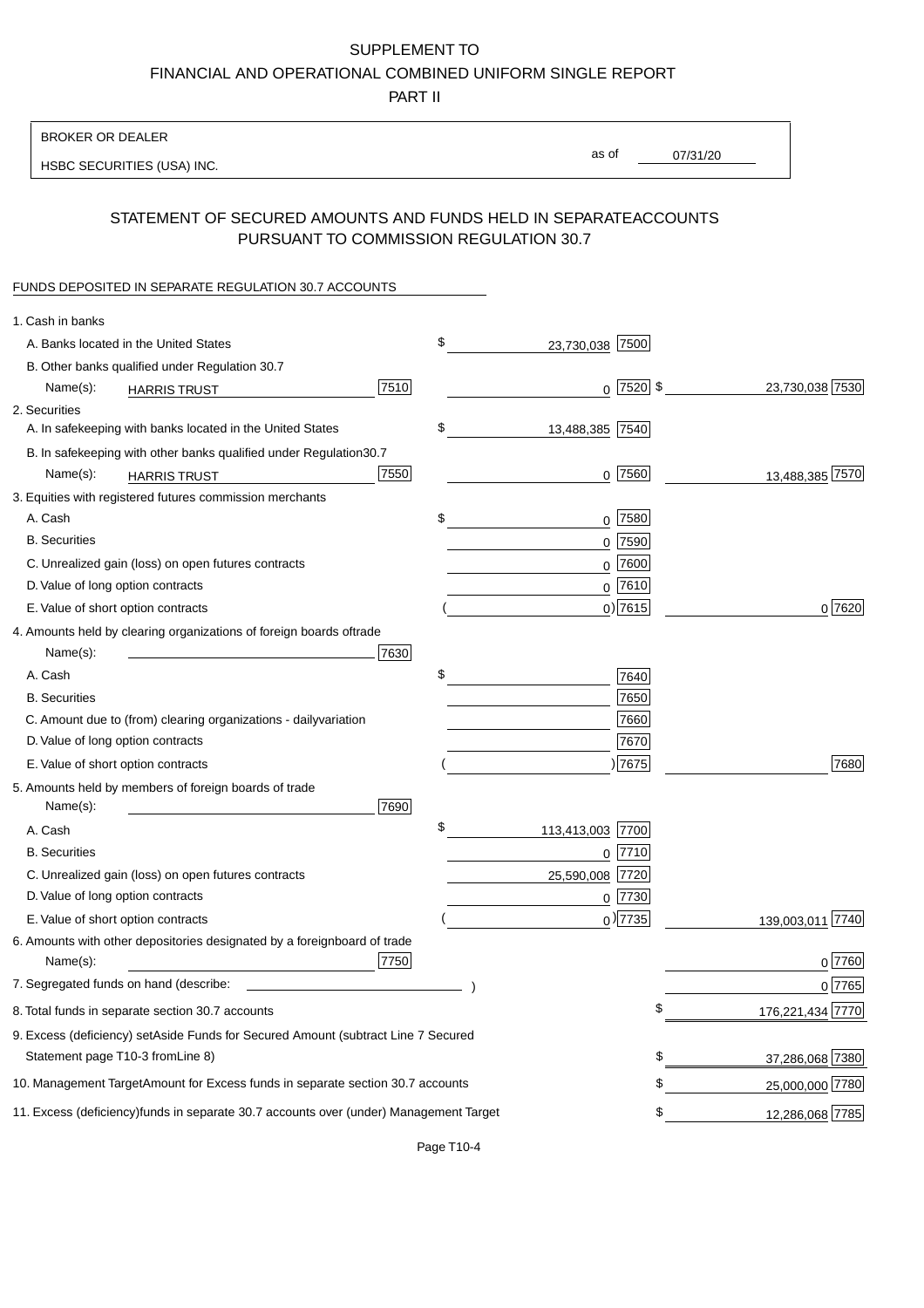SUPPLEMENT TO
FINANCIAL AND OPERATIONAL COMBINED UNIFORM SINGLE REPORT
PART II

BROKER OR DEALER
HSBC SECURITIES (USA) INC.

as of 07/31/20

## STATEMENT OF SECURED AMOUNTS AND FUNDS HELD IN SEPARATEACCOUNTS PURSUANT TO COMMISSION REGULATION 30.7

FUNDS DEPOSITED IN SEPARATE REGULATION 30.7 ACCOUNTS

| | | | |
|---|---|---|---|
| 1. Cash in banks | | | |
| A. Banks located in the United States | | $ 23,730,038 [7500] | |
| B. Other banks qualified under Regulation 30.7 | | | |
| Name(s): HARRIS TRUST | [7510] | 0 [7520] | $ 23,730,038 [7530] |
| 2. Securities | | | |
| A. In safekeeping with banks located in the United States | | $ 13,488,385 [7540] | |
| B. In safekeeping with other banks qualified under Regulation30.7 | | | |
| Name(s): HARRIS TRUST | [7550] | 0 [7560] | 13,488,385 [7570] |
| 3. Equities with registered futures commission merchants | | | |
| A. Cash | | $ 0 [7580] | |
| B. Securities | | 0 [7590] | |
| C. Unrealized gain (loss) on open futures contracts | | 0 [7600] | |
| D. Value of long option contracts | | 0 [7610] | |
| E. Value of short option contracts | | ( 0) [7615] | 0 [7620] |
| 4. Amounts held by clearing organizations of foreign boards oftrade | | | |
| Name(s): | [7630] | | |
| A. Cash | | $ [7640] | |
| B. Securities | | [7650] | |
| C. Amount due to (from) clearing organizations - dailyvariation | | [7660] | |
| D. Value of long option contracts | | [7670] | |
| E. Value of short option contracts | | ( ) [7675] | [7680] |
| 5. Amounts held by members of foreign boards of trade | | | |
| Name(s): | [7690] | | |
| A. Cash | | $ 113,413,003 [7700] | |
| B. Securities | | 0 [7710] | |
| C. Unrealized gain (loss) on open futures contracts | | 25,590,008 [7720] | |
| D. Value of long option contracts | | 0 [7730] | |
| E. Value of short option contracts | | ( 0) [7735] | 139,003,011 [7740] |
| 6. Amounts with other depositories designated by a foreignboard of trade | | | |
| Name(s): | [7750] | | 0 [7760] |
| 7. Segregated funds on hand (describe: ) | | | 0 [7765] |
| 8. Total funds in separate section 30.7 accounts | | | $ 176,221,434 [7770] |
| 9. Excess (deficiency) setAside Funds for Secured Amount (subtract Line 7 Secured Statement page T10-3 fromLine 8) | | | $ 37,286,068 [7380] |
| 10. Management TargetAmount for Excess funds in separate section 30.7 accounts | | | $ 25,000,000 [7780] |
| 11. Excess (deficiency)funds in separate 30.7 accounts over (under) Management Target | | | $ 12,286,068 [7785] |

Page T10-4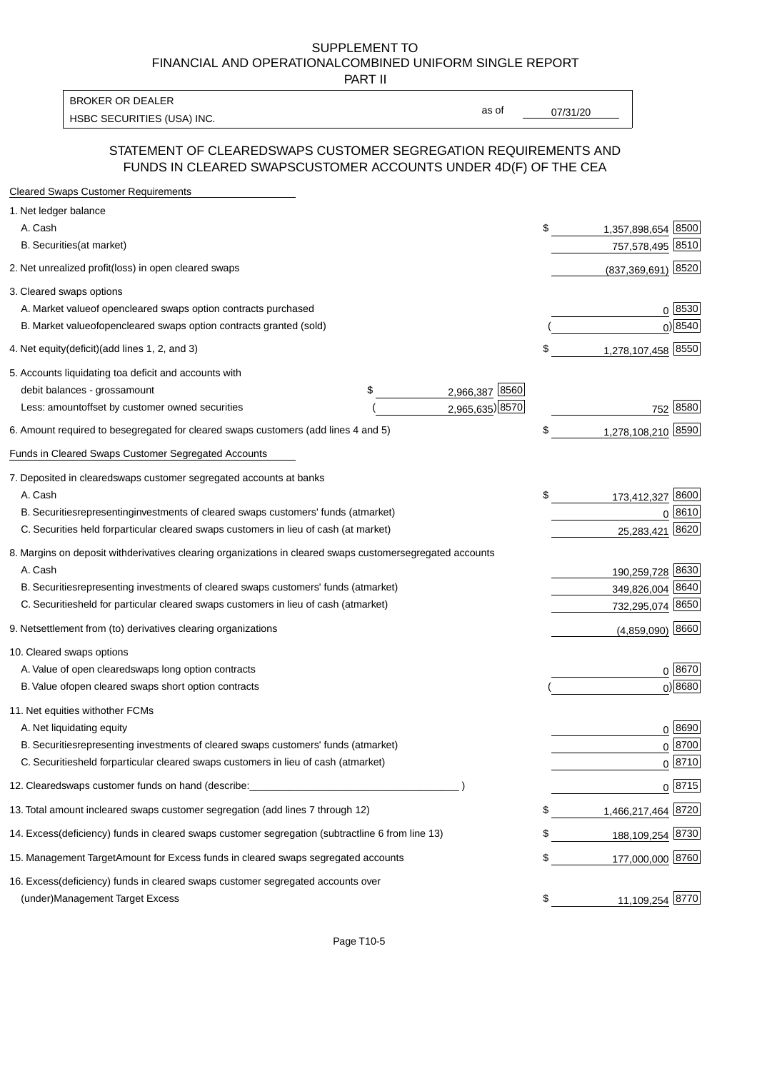SUPPLEMENT TO
FINANCIAL AND OPERATIONALCOMBINED UNIFORM SINGLE REPORT
PART II

| BROKER OR DEALER | | |
|---|---|---|
| HSBC SECURITIES (USA) INC. | as of | 07/31/20 |

## STATEMENT OF CLEAREDSWAPS CUSTOMER SEGREGATION REQUIREMENTS AND FUNDS IN CLEARED SWAPSCUSTOMER ACCOUNTS UNDER 4D(F) OF THE CEA

**Cleared Swaps Customer Requirements**

| | | | | |
|---|---|---|---|---|
| 1. Net ledger balance | | | | |
| A. Cash | | | $ 1,357,898,654 | 8500 |
| B. Securities(at market) | | | 757,578,495 | 8510 |
| 2. Net unrealized profit(loss) in open cleared swaps | | | (837,369,691) | 8520 |
| 3. Cleared swaps options | | | | |
| A. Market valueof opencleared swaps option contracts purchased | | | 0 | 8530 |
| B. Market valueofopencleared swaps option contracts granted (sold) | | | ( 0) | 8540 |
| 4. Net equity(deficit)(add lines 1, 2, and 3) | | | $ 1,278,107,458 | 8550 |
| 5. Accounts liquidating toa deficit and accounts with | | | | |
| debit balances - grossamount | $ 2,966,387 | 8560 | | |
| Less: amountoffset by customer owned securities | ( 2,965,635) | 8570 | 752 | 8580 |
| 6. Amount required to besegregated for cleared swaps customers (add lines 4 and 5) | | | $ 1,278,108,210 | 8590 |

**Funds in Cleared Swaps Customer Segregated Accounts**

| | | |
|---|---|---|
| 7. Deposited in clearedswaps customer segregated accounts at banks | | |
| A. Cash | $ 173,412,327 | 8600 |
| B. Securitiesrepresentinginvestments of cleared swaps customers' funds (atmarket) | 0 | 8610 |
| C. Securities held forparticular cleared swaps customers in lieu of cash (at market) | 25,283,421 | 8620 |
| 8. Margins on deposit withderivatives clearing organizations in cleared swaps customersegregated accounts | | |
| A. Cash | 190,259,728 | 8630 |
| B. Securitiesrepresenting investments of cleared swaps customers' funds (atmarket) | 349,826,004 | 8640 |
| C. Securitiesheld for particular cleared swaps customers in lieu of cash (atmarket) | 732,295,074 | 8650 |
| 9. Netsettlement from (to) derivatives clearing organizations | (4,859,090) | 8660 |
| 10. Cleared swaps options | | |
| A. Value of open clearedswaps long option contracts | 0 | 8670 |
| B. Value ofopen cleared swaps short option contracts | ( 0) | 8680 |
| 11. Net equities withother FCMs | | |
| A. Net liquidating equity | 0 | 8690 |
| B. Securitiesrepresenting investments of cleared swaps customers' funds (atmarket) | 0 | 8700 |
| C. Securitiesheld forparticular cleared swaps customers in lieu of cash (atmarket) | 0 | 8710 |
| 12. Clearedswaps customer funds on hand (describe:___________________________________ ) | 0 | 8715 |
| 13. Total amount incleared swaps customer segregation (add lines 7 through 12) | $ 1,466,217,464 | 8720 |
| 14. Excess(deficiency) funds in cleared swaps customer segregation (subtractline 6 from line 13) | $ 188,109,254 | 8730 |
| 15. Management TargetAmount for Excess funds in cleared swaps segregated accounts | $ 177,000,000 | 8760 |
| 16. Excess(deficiency) funds in cleared swaps customer segregated accounts over (under)Management Target Excess | $ 11,109,254 | 8770 |

Page T10-5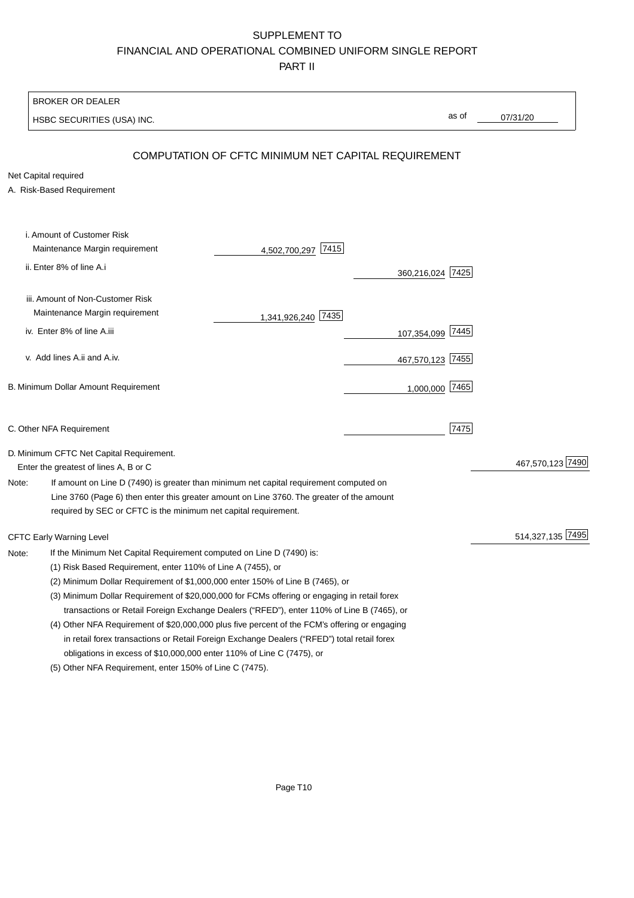SUPPLEMENT TO
FINANCIAL AND OPERATIONAL COMBINED UNIFORM SINGLE REPORT
PART II

| | |
|---|---|
| BROKER OR DEALER | |
| HSBC SECURITIES (USA) INC. | as of 07/31/20 |

## COMPUTATION OF CFTC MINIMUM NET CAPITAL REQUIREMENT

Net Capital required

A. Risk-Based Requirement

| | | | |
|---|---|---|---|
| i. Amount of Customer Risk Maintenance Margin requirement | 4,502,700,297 [7415] | | |
| ii. Enter 8% of line A.i | | 360,216,024 [7425] | |
| iii. Amount of Non-Customer Risk Maintenance Margin requirement | 1,341,926,240 [7435] | | |
| iv. Enter 8% of line A.iii | | 107,354,099 [7445] | |
| v. Add lines A.ii and A.iv. | | 467,570,123 [7455] | |
| B. Minimum Dollar Amount Requirement | | 1,000,000 [7465] | |
| C. Other NFA Requirement | | [7475] | |
| D. Minimum CFTC Net Capital Requirement. Enter the greatest of lines A, B or C | | | 467,570,123 [7490] |

Note: If amount on Line D (7490) is greater than minimum net capital requirement computed on Line 3760 (Page 6) then enter this greater amount on Line 3760. The greater of the amount required by SEC or CFTC is the minimum net capital requirement.

CFTC Early Warning Level 514,327,135 [7495]

Note: If the Minimum Net Capital Requirement computed on Line D (7490) is:

(1) Risk Based Requirement, enter 110% of Line A (7455), or

(2) Minimum Dollar Requirement of $1,000,000 enter 150% of Line B (7465), or

(3) Minimum Dollar Requirement of $20,000,000 for FCMs offering or engaging in retail forex transactions or Retail Foreign Exchange Dealers ("RFED"), enter 110% of Line B (7465), or

(4) Other NFA Requirement of $20,000,000 plus five percent of the FCM's offering or engaging in retail forex transactions or Retail Foreign Exchange Dealers ("RFED") total retail forex obligations in excess of $10,000,000 enter 110% of Line C (7475), or

(5) Other NFA Requirement, enter 150% of Line C (7475).